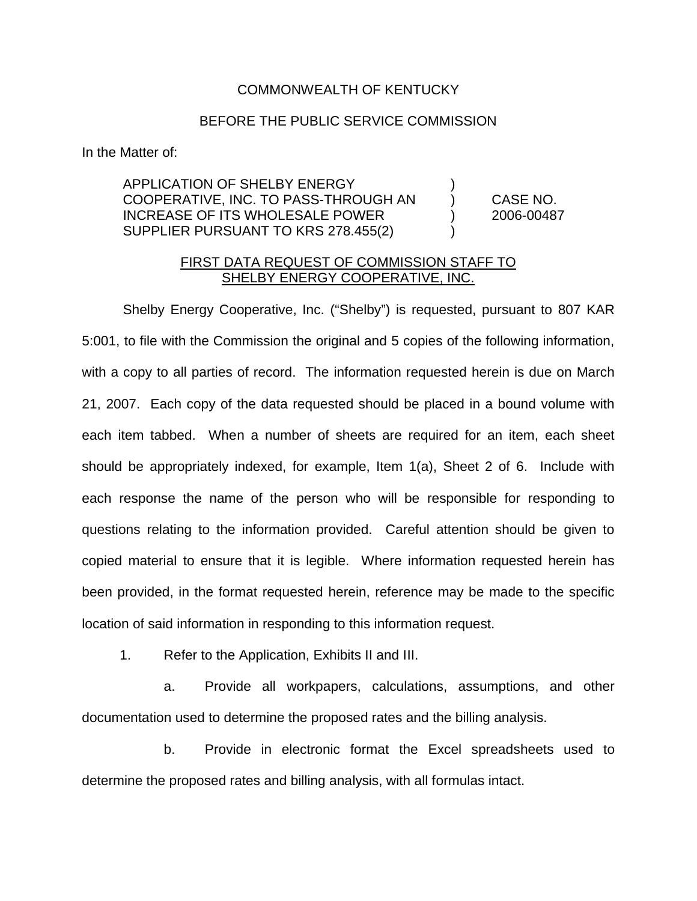COMMONWEALTH OF KENTUCKY

BEFORE THE PUBLIC SERVICE COMMISSION

In the Matter of:

| | | |
|---|---|---|
| APPLICATION OF SHELBY ENERGY COOPERATIVE, INC. TO PASS-THROUGH AN INCREASE OF ITS WHOLESALE POWER SUPPLIER PURSUANT TO KRS 278.455(2) | ) ) ) ) | CASE NO. 2006-00487 |

FIRST DATA REQUEST OF COMMISSION STAFF TO SHELBY ENERGY COOPERATIVE, INC.

Shelby Energy Cooperative, Inc. ("Shelby") is requested, pursuant to 807 KAR 5:001, to file with the Commission the original and 5 copies of the following information, with a copy to all parties of record. The information requested herein is due on March 21, 2007. Each copy of the data requested should be placed in a bound volume with each item tabbed. When a number of sheets are required for an item, each sheet should be appropriately indexed, for example, Item 1(a), Sheet 2 of 6. Include with each response the name of the person who will be responsible for responding to questions relating to the information provided. Careful attention should be given to copied material to ensure that it is legible. Where information requested herein has been provided, in the format requested herein, reference may be made to the specific location of said information in responding to this information request.

1. Refer to the Application, Exhibits II and III.

   a. Provide all workpapers, calculations, assumptions, and other documentation used to determine the proposed rates and the billing analysis.

   b. Provide in electronic format the Excel spreadsheets used to determine the proposed rates and billing analysis, with all formulas intact.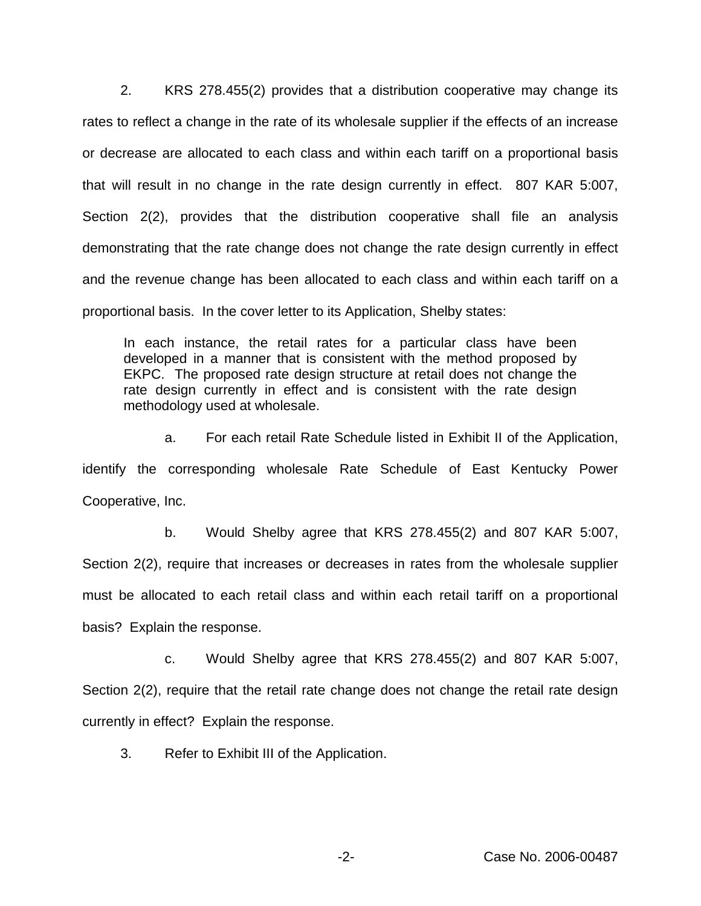2. KRS 278.455(2) provides that a distribution cooperative may change its rates to reflect a change in the rate of its wholesale supplier if the effects of an increase or decrease are allocated to each class and within each tariff on a proportional basis that will result in no change in the rate design currently in effect. 807 KAR 5:007, Section 2(2), provides that the distribution cooperative shall file an analysis demonstrating that the rate change does not change the rate design currently in effect and the revenue change has been allocated to each class and within each tariff on a proportional basis. In the cover letter to its Application, Shelby states:

> In each instance, the retail rates for a particular class have been developed in a manner that is consistent with the method proposed by EKPC. The proposed rate design structure at retail does not change the rate design currently in effect and is consistent with the rate design methodology used at wholesale.

a. For each retail Rate Schedule listed in Exhibit II of the Application, identify the corresponding wholesale Rate Schedule of East Kentucky Power Cooperative, Inc.

b. Would Shelby agree that KRS 278.455(2) and 807 KAR 5:007, Section 2(2), require that increases or decreases in rates from the wholesale supplier must be allocated to each retail class and within each retail tariff on a proportional basis? Explain the response.

c. Would Shelby agree that KRS 278.455(2) and 807 KAR 5:007, Section 2(2), require that the retail rate change does not change the retail rate design currently in effect? Explain the response.

3. Refer to Exhibit III of the Application.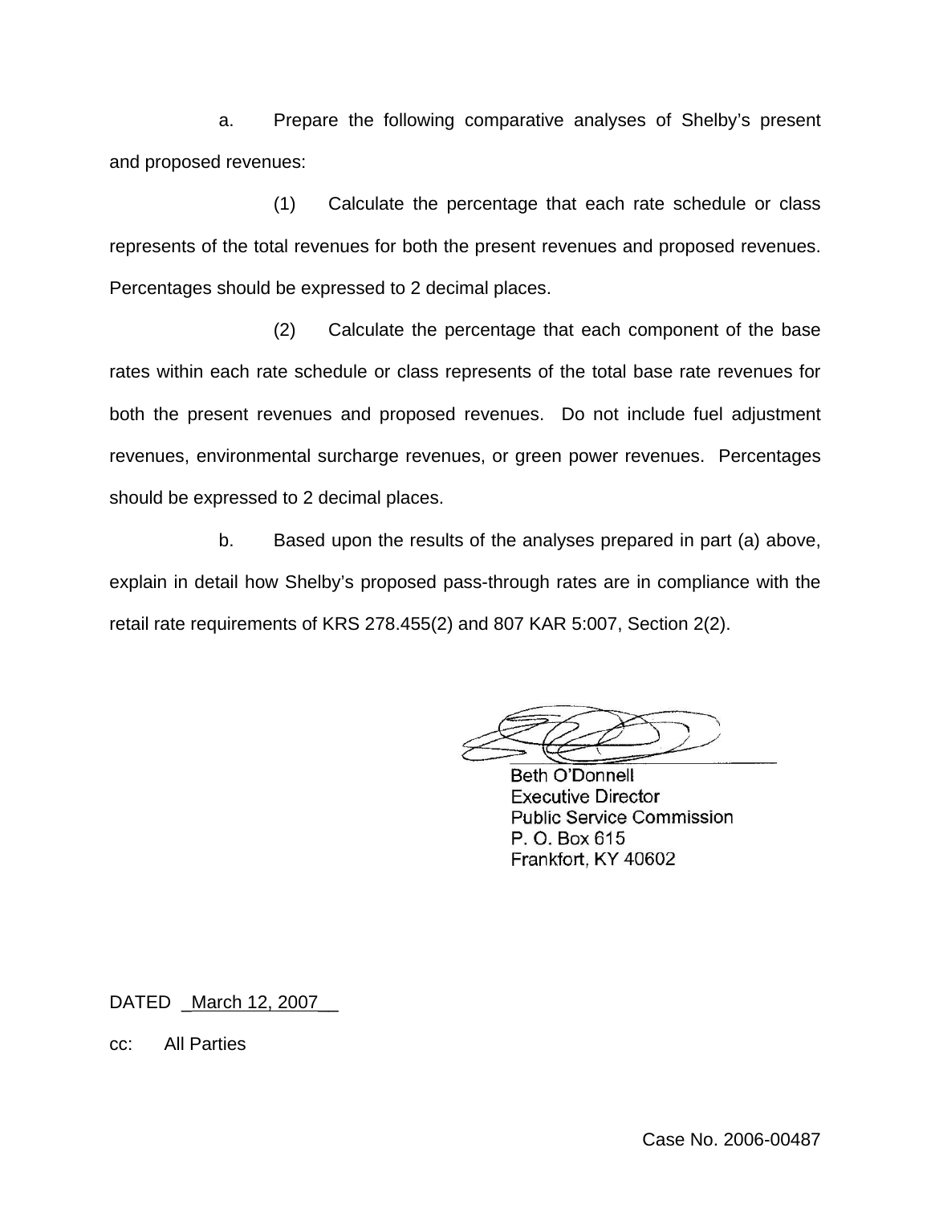a. Prepare the following comparative analyses of Shelby's present and proposed revenues:

(1) Calculate the percentage that each rate schedule or class represents of the total revenues for both the present revenues and proposed revenues. Percentages should be expressed to 2 decimal places.

(2) Calculate the percentage that each component of the base rates within each rate schedule or class represents of the total base rate revenues for both the present revenues and proposed revenues. Do not include fuel adjustment revenues, environmental surcharge revenues, or green power revenues. Percentages should be expressed to 2 decimal places.

b. Based upon the results of the analyses prepared in part (a) above, explain in detail how Shelby's proposed pass-through rates are in compliance with the retail rate requirements of KRS 278.455(2) and 807 KAR 5:007, Section 2(2).

Beth O'Donnell
Executive Director
Public Service Commission
P. O. Box 615
Frankfort, KY 40602

DATED _March 12, 2007__

cc: All Parties

Case No. 2006-00487